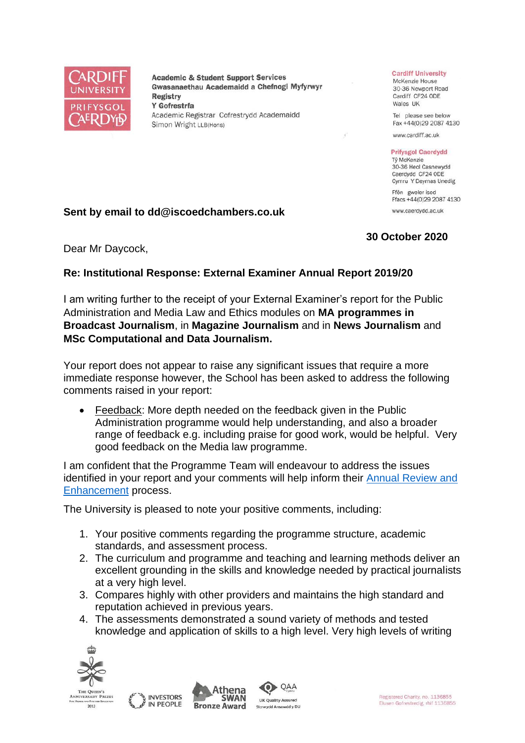Academic & Student Support Services
Gwasanaethau Academaidd a Chefnogi Myfyrwyr
Registry
Y Gofrestrfa
Academic Registrar Cofrestrydd Academaidd
Simon Wright LLB(Hons)

Cardiff University
McKenzie House
30-36 Newport Road
Cardiff CF24 0DE
Wales UK

Tel please see below
Fax +44(0)29 2087 4130

www.cardiff.ac.uk

Prifysgol Caerdydd
Tŷ McKenzie
30-36 Heol Casnewydd
Caerdydd CF24 0DE
Cymru Y Deyrnas Unedig

Ffôn gweler isod
Ffacs +44(0)29 2087 4130

www.caerdydd.ac.uk

**Sent by email to dd@iscoedchambers.co.uk**

**30 October 2020**

Dear Mr Daycock,

**Re: Institutional Response: External Examiner Annual Report 2019/20**

I am writing further to the receipt of your External Examiner's report for the Public Administration and Media Law and Ethics modules on **MA programmes in Broadcast Journalism**, in **Magazine Journalism** and in **News Journalism** and **MSc Computational and Data Journalism.**

Your report does not appear to raise any significant issues that require a more immediate response however, the School has been asked to address the following comments raised in your report:

- Feedback: More depth needed on the feedback given in the Public Administration programme would help understanding, and also a broader range of feedback e.g. including praise for good work, would be helpful. Very good feedback on the Media law programme.

I am confident that the Programme Team will endeavour to address the issues identified in your report and your comments will help inform their Annual Review and Enhancement process.

The University is pleased to note your positive comments, including:

1. Your positive comments regarding the programme structure, academic standards, and assessment process.
2. The curriculum and programme and teaching and learning methods deliver an excellent grounding in the skills and knowledge needed by practical journalists at a very high level.
3. Compares highly with other providers and maintains the high standard and reputation achieved in previous years.
4. The assessments demonstrated a sound variety of methods and tested knowledge and application of skills to a high level. Very high levels of writing

Registered Charity, no. 1136855
Elusen Gofrestredig, rhif 1136855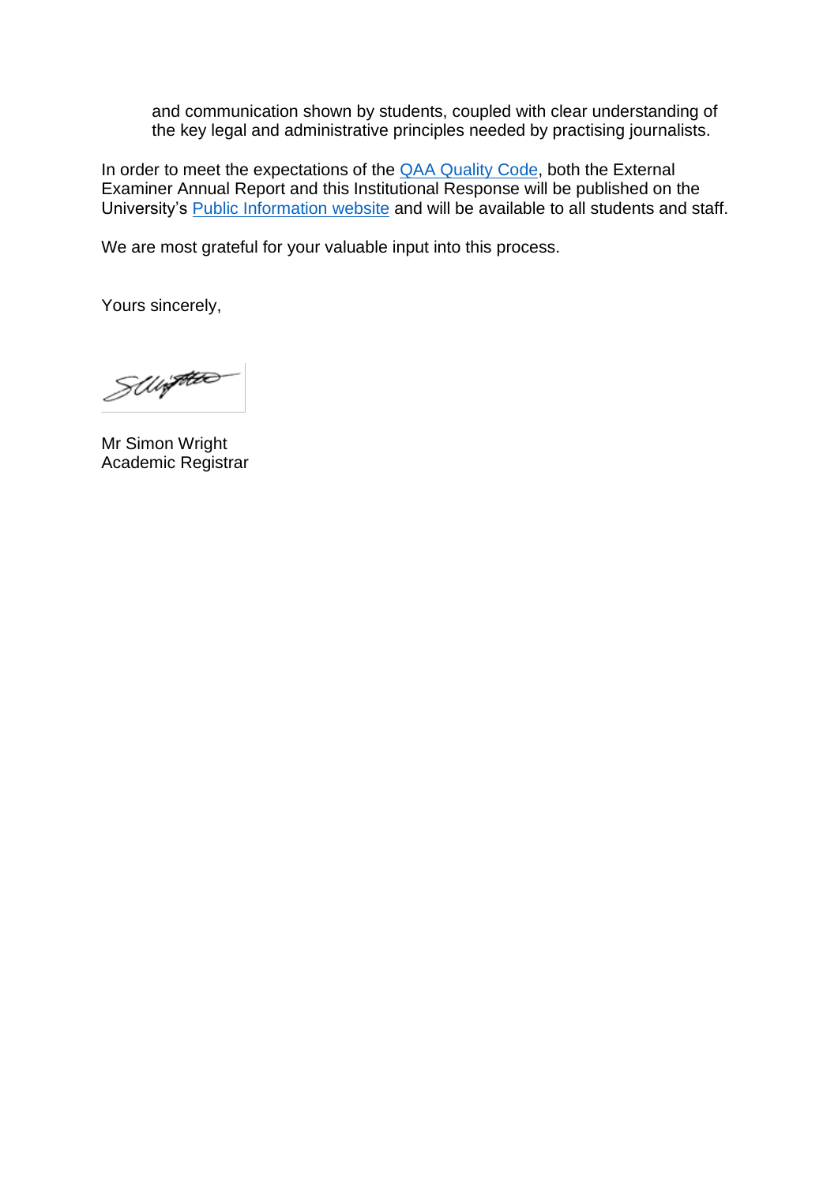and communication shown by students, coupled with clear understanding of the key legal and administrative principles needed by practising journalists.

In order to meet the expectations of the QAA Quality Code, both the External Examiner Annual Report and this Institutional Response will be published on the University's Public Information website and will be available to all students and staff.

We are most grateful for your valuable input into this process.

Yours sincerely,

Mr Simon Wright
Academic Registrar